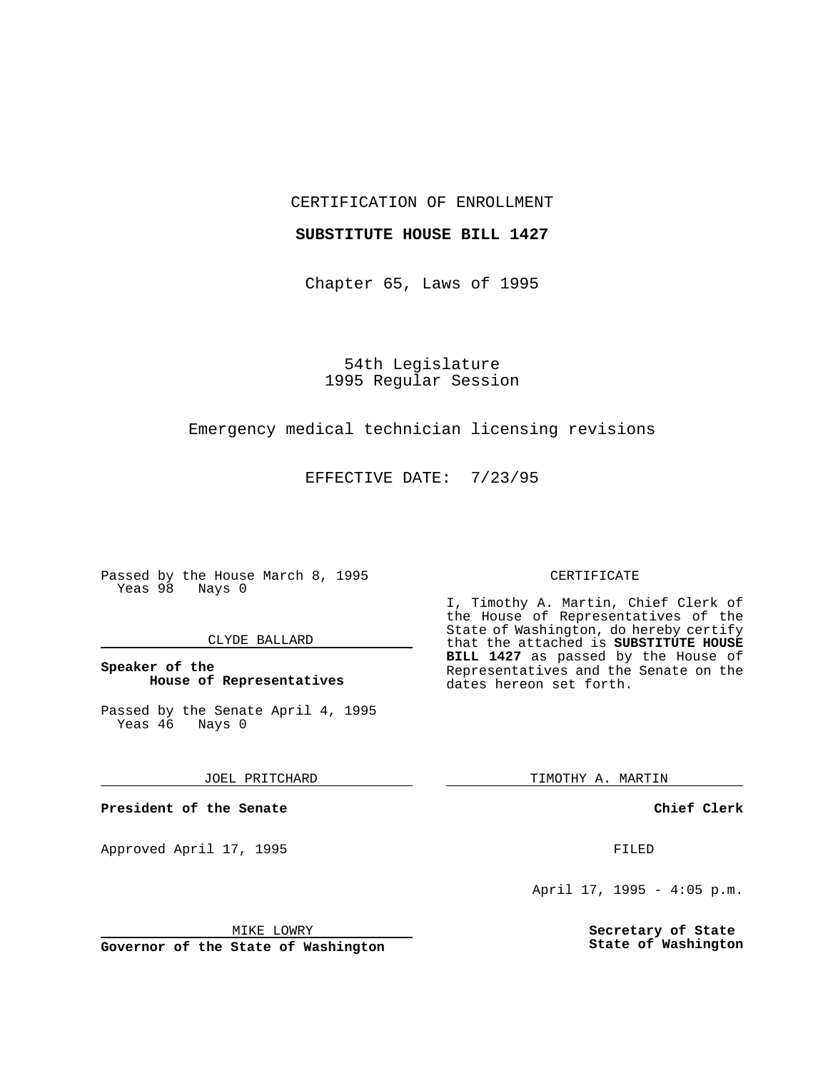CERTIFICATION OF ENROLLMENT

**SUBSTITUTE HOUSE BILL 1427**

Chapter 65, Laws of 1995

54th Legislature
1995 Regular Session

Emergency medical technician licensing revisions

EFFECTIVE DATE: 7/23/95

Passed by the House March 8, 1995
Yeas 98 Nays 0

CLYDE BALLARD

**Speaker of the House of Representatives**

Passed by the Senate April 4, 1995
Yeas 46 Nays 0

JOEL PRITCHARD

**President of the Senate**

Approved April 17, 1995

MIKE LOWRY

**Governor of the State of Washington**

CERTIFICATE

I, Timothy A. Martin, Chief Clerk of the House of Representatives of the State of Washington, do hereby certify that the attached is **SUBSTITUTE HOUSE BILL 1427** as passed by the House of Representatives and the Senate on the dates hereon set forth.

TIMOTHY A. MARTIN

**Chief Clerk**

FILED

April 17, 1995 - 4:05 p.m.

**Secretary of State**
**State of Washington**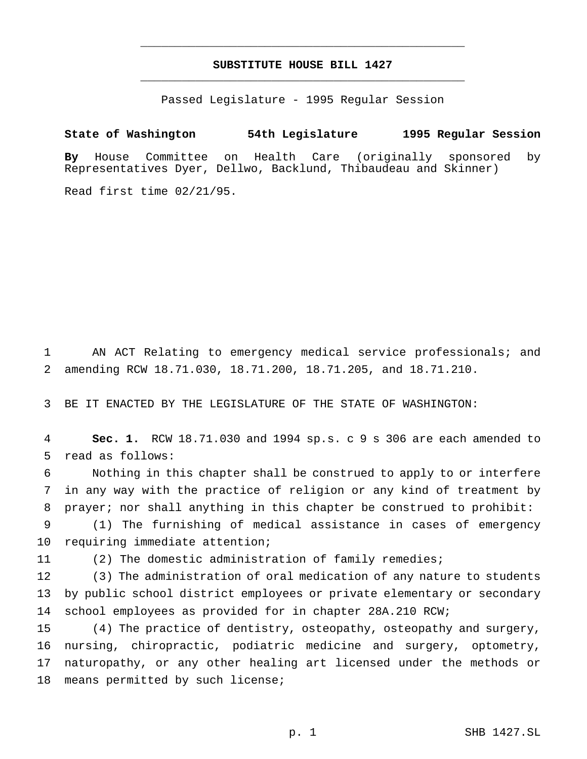# SUBSTITUTE HOUSE BILL 1427

Passed Legislature - 1995 Regular Session

**State of Washington 54th Legislature 1995 Regular Session**

**By** House Committee on Health Care (originally sponsored by Representatives Dyer, Dellwo, Backlund, Thibaudeau and Skinner)

Read first time 02/21/95.

AN ACT Relating to emergency medical service professionals; and amending RCW 18.71.030, 18.71.200, 18.71.205, and 18.71.210.

BE IT ENACTED BY THE LEGISLATURE OF THE STATE OF WASHINGTON:

**Sec. 1.** RCW 18.71.030 and 1994 sp.s. c 9 s 306 are each amended to read as follows:

Nothing in this chapter shall be construed to apply to or interfere in any way with the practice of religion or any kind of treatment by prayer; nor shall anything in this chapter be construed to prohibit:

(1) The furnishing of medical assistance in cases of emergency requiring immediate attention;

(2) The domestic administration of family remedies;

(3) The administration of oral medication of any nature to students by public school district employees or private elementary or secondary school employees as provided for in chapter 28A.210 RCW;

(4) The practice of dentistry, osteopathy, osteopathy and surgery, nursing, chiropractic, podiatric medicine and surgery, optometry, naturopathy, or any other healing art licensed under the methods or means permitted by such license;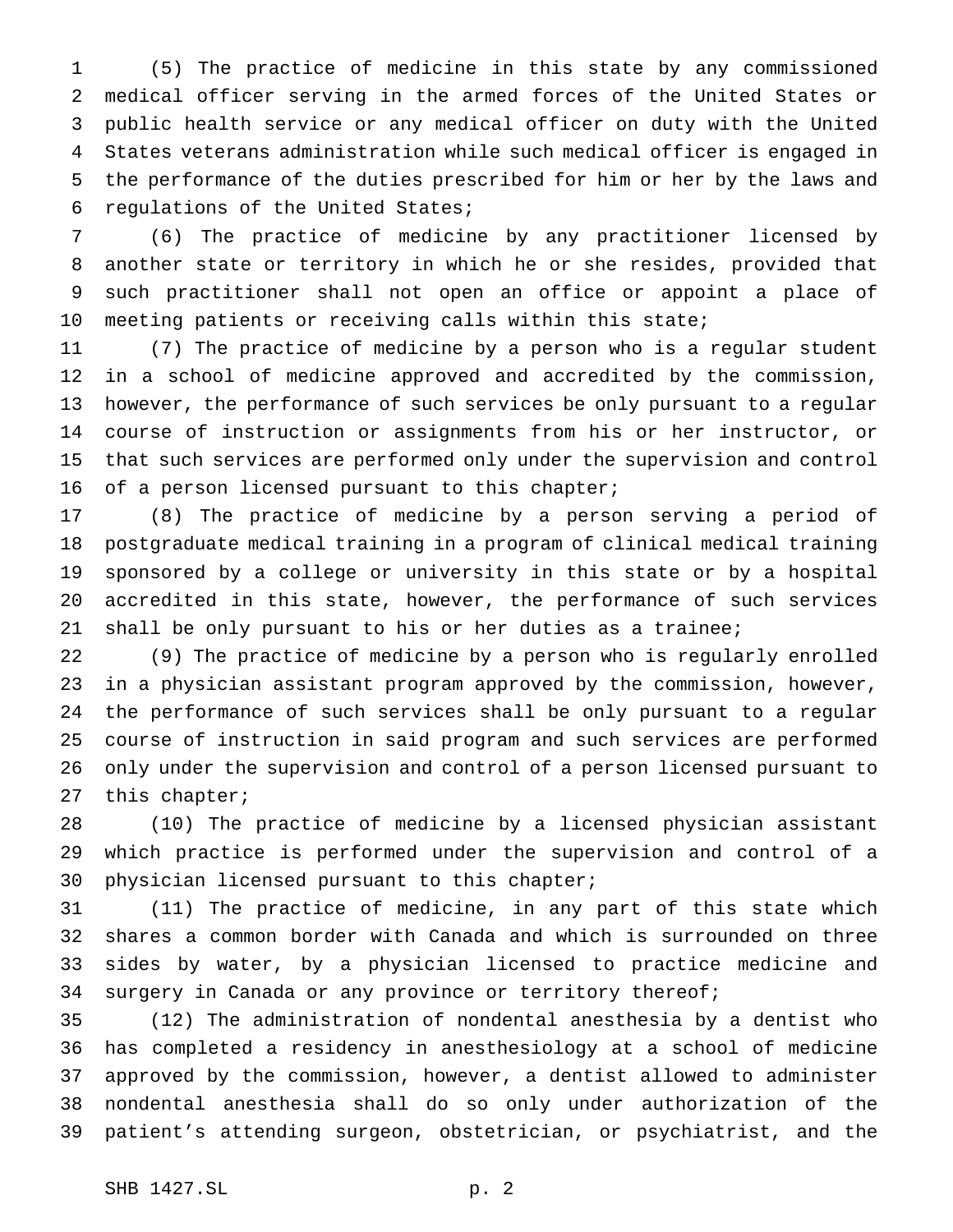(5) The practice of medicine in this state by any commissioned medical officer serving in the armed forces of the United States or public health service or any medical officer on duty with the United States veterans administration while such medical officer is engaged in the performance of the duties prescribed for him or her by the laws and regulations of the United States;

(6) The practice of medicine by any practitioner licensed by another state or territory in which he or she resides, provided that such practitioner shall not open an office or appoint a place of meeting patients or receiving calls within this state;

(7) The practice of medicine by a person who is a regular student in a school of medicine approved and accredited by the commission, however, the performance of such services be only pursuant to a regular course of instruction or assignments from his or her instructor, or that such services are performed only under the supervision and control of a person licensed pursuant to this chapter;

(8) The practice of medicine by a person serving a period of postgraduate medical training in a program of clinical medical training sponsored by a college or university in this state or by a hospital accredited in this state, however, the performance of such services shall be only pursuant to his or her duties as a trainee;

(9) The practice of medicine by a person who is regularly enrolled in a physician assistant program approved by the commission, however, the performance of such services shall be only pursuant to a regular course of instruction in said program and such services are performed only under the supervision and control of a person licensed pursuant to this chapter;

(10) The practice of medicine by a licensed physician assistant which practice is performed under the supervision and control of a physician licensed pursuant to this chapter;

(11) The practice of medicine, in any part of this state which shares a common border with Canada and which is surrounded on three sides by water, by a physician licensed to practice medicine and surgery in Canada or any province or territory thereof;

(12) The administration of nondental anesthesia by a dentist who has completed a residency in anesthesiology at a school of medicine approved by the commission, however, a dentist allowed to administer nondental anesthesia shall do so only under authorization of the patient's attending surgeon, obstetrician, or psychiatrist, and the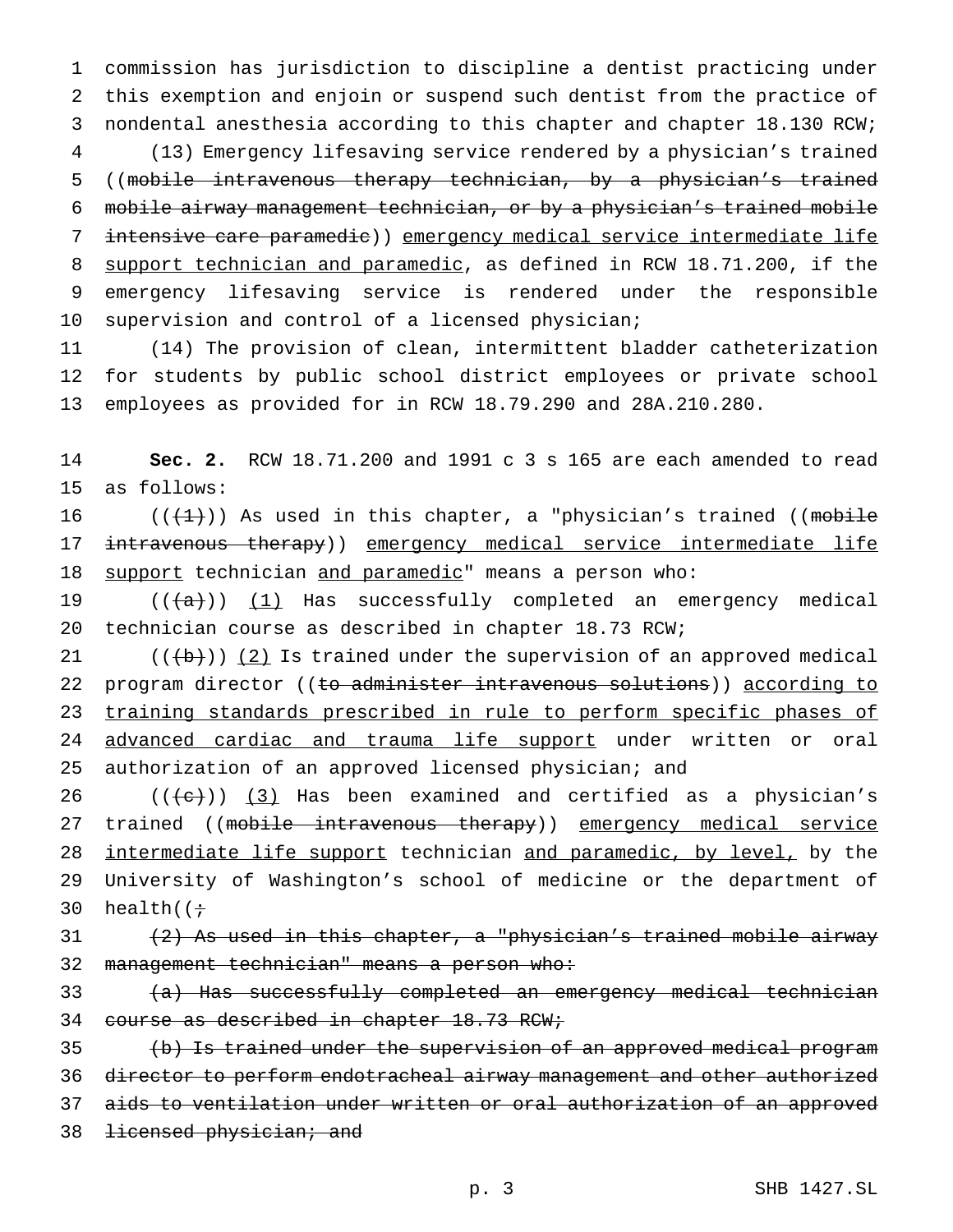commission has jurisdiction to discipline a dentist practicing under this exemption and enjoin or suspend such dentist from the practice of nondental anesthesia according to this chapter and chapter 18.130 RCW;

(13) Emergency lifesaving service rendered by a physician's trained ((~~mobile intravenous therapy technician, by a physician's trained mobile airway management technician, or by a physician's trained mobile intensive care paramedic~~)) <u>emergency medical service intermediate life support technician and paramedic</u>, as defined in RCW 18.71.200, if the emergency lifesaving service is rendered under the responsible supervision and control of a licensed physician;

(14) The provision of clean, intermittent bladder catheterization for students by public school district employees or private school employees as provided for in RCW 18.79.290 and 28A.210.280.

**Sec. 2.** RCW 18.71.200 and 1991 c 3 s 165 are each amended to read as follows:

((~~(1)~~)) As used in this chapter, a "physician's trained ((~~mobile intravenous therapy~~)) <u>emergency medical service intermediate life support</u> technician <u>and paramedic</u>" means a person who:

((~~(a)~~)) <u>(1)</u> Has successfully completed an emergency medical technician course as described in chapter 18.73 RCW;

((~~(b)~~)) <u>(2)</u> Is trained under the supervision of an approved medical program director ((~~to administer intravenous solutions~~)) <u>according to training standards prescribed in rule to perform specific phases of advanced cardiac and trauma life support</u> under written or oral authorization of an approved licensed physician; and

((~~(c)~~)) <u>(3)</u> Has been examined and certified as a physician's trained ((~~mobile intravenous therapy~~)) <u>emergency medical service intermediate life support</u> technician <u>and paramedic, by level,</u> by the University of Washington's school of medicine or the department of health((~~;~~

~~(2) As used in this chapter, a "physician's trained mobile airway management technician" means a person who:~~

~~(a) Has successfully completed an emergency medical technician course as described in chapter 18.73 RCW;~~

~~(b) Is trained under the supervision of an approved medical program director to perform endotracheal airway management and other authorized aids to ventilation under written or oral authorization of an approved licensed physician; and~~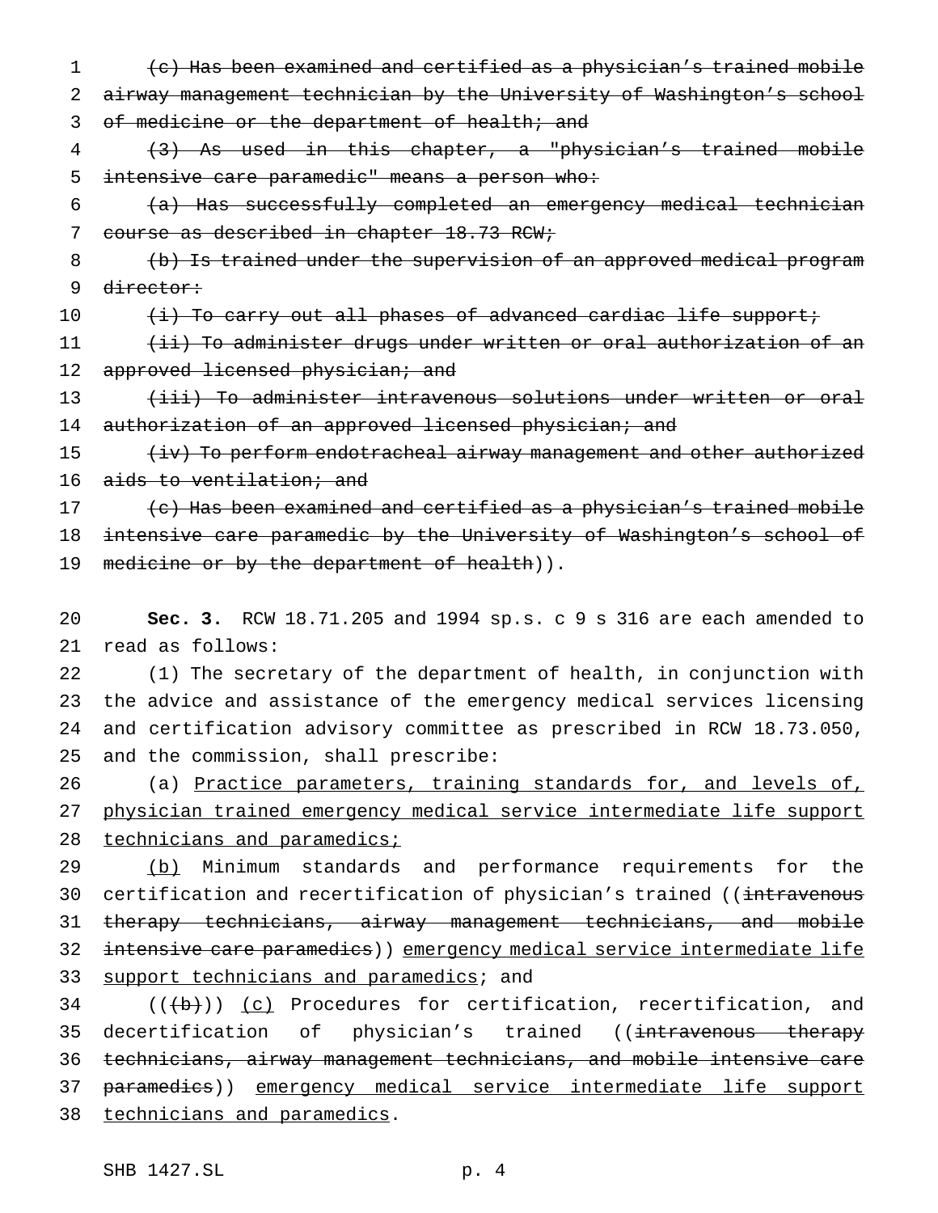~~(c) Has been examined and certified as a physician's trained mobile airway management technician by the University of Washington's school of medicine or the department of health; and~~

~~(3) As used in this chapter, a "physician's trained mobile intensive care paramedic" means a person who:~~

~~(a) Has successfully completed an emergency medical technician course as described in chapter 18.73 RCW;~~

~~(b) Is trained under the supervision of an approved medical program director:~~

~~(i) To carry out all phases of advanced cardiac life support;~~

~~(ii) To administer drugs under written or oral authorization of an approved licensed physician; and~~

~~(iii) To administer intravenous solutions under written or oral authorization of an approved licensed physician; and~~

~~(iv) To perform endotracheal airway management and other authorized aids to ventilation; and~~

~~(c) Has been examined and certified as a physician's trained mobile intensive care paramedic by the University of Washington's school of medicine or by the department of health~~)).

**Sec. 3.** RCW 18.71.205 and 1994 sp.s. c 9 s 316 are each amended to read as follows:

(1) The secretary of the department of health, in conjunction with the advice and assistance of the emergency medical services licensing and certification advisory committee as prescribed in RCW 18.73.050, and the commission, shall prescribe:

(a) <u>Practice parameters, training standards for, and levels of, physician trained emergency medical service intermediate life support technicians and paramedics;</u>

<u>(b)</u> Minimum standards and performance requirements for the certification and recertification of physician's trained ((~~intravenous therapy technicians, airway management technicians, and mobile intensive care paramedics~~)) <u>emergency medical service intermediate life support technicians and paramedics</u>; and

((~~(b)~~)) <u>(c)</u> Procedures for certification, recertification, and decertification of physician's trained ((~~intravenous therapy technicians, airway management technicians, and mobile intensive care paramedics~~)) <u>emergency medical service intermediate life support technicians and paramedics</u>.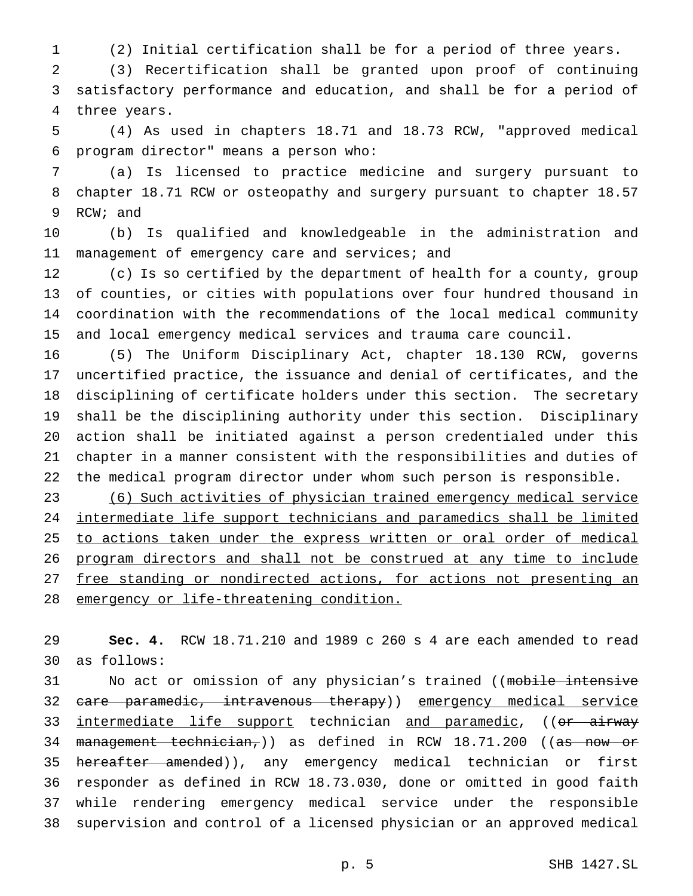(2) Initial certification shall be for a period of three years.

(3) Recertification shall be granted upon proof of continuing satisfactory performance and education, and shall be for a period of three years.

(4) As used in chapters 18.71 and 18.73 RCW, "approved medical program director" means a person who:

(a) Is licensed to practice medicine and surgery pursuant to chapter 18.71 RCW or osteopathy and surgery pursuant to chapter 18.57 RCW; and

(b) Is qualified and knowledgeable in the administration and management of emergency care and services; and

(c) Is so certified by the department of health for a county, group of counties, or cities with populations over four hundred thousand in coordination with the recommendations of the local medical community and local emergency medical services and trauma care council.

(5) The Uniform Disciplinary Act, chapter 18.130 RCW, governs uncertified practice, the issuance and denial of certificates, and the disciplining of certificate holders under this section. The secretary shall be the disciplining authority under this section. Disciplinary action shall be initiated against a person credentialed under this chapter in a manner consistent with the responsibilities and duties of the medical program director under whom such person is responsible.

<u>(6) Such activities of physician trained emergency medical service intermediate life support technicians and paramedics shall be limited to actions taken under the express written or oral order of medical program directors and shall not be construed at any time to include free standing or nondirected actions, for actions not presenting an emergency or life-threatening condition.</u>

**Sec. 4.** RCW 18.71.210 and 1989 c 260 s 4 are each amended to read as follows:

No act or omission of any physician's trained ((~~mobile intensive care paramedic, intravenous therapy~~)) <u>emergency medical service intermediate life support</u> technician <u>and paramedic</u>, ((~~or airway management technician,~~)) as defined in RCW 18.71.200 ((~~as now or hereafter amended~~)), any emergency medical technician or first responder as defined in RCW 18.73.030, done or omitted in good faith while rendering emergency medical service under the responsible supervision and control of a licensed physician or an approved medical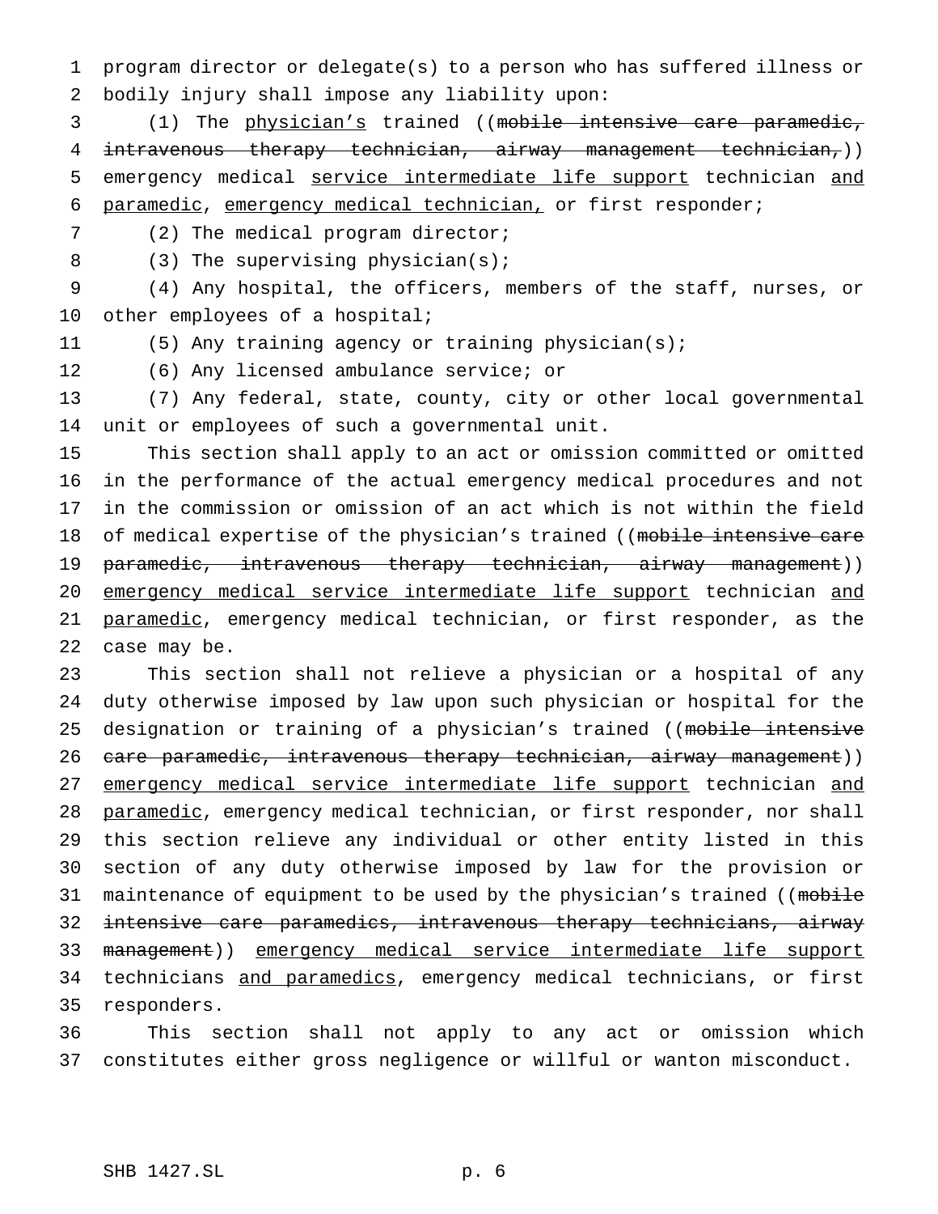program director or delegate(s) to a person who has suffered illness or bodily injury shall impose any liability upon:

(1) The physician's trained ((~~mobile intensive care paramedic, intravenous therapy technician, airway management technician,~~)) emergency medical service intermediate life support technician and paramedic, emergency medical technician, or first responder;

(2) The medical program director;

(3) The supervising physician(s);

(4) Any hospital, the officers, members of the staff, nurses, or other employees of a hospital;

(5) Any training agency or training physician(s);

(6) Any licensed ambulance service; or

(7) Any federal, state, county, city or other local governmental unit or employees of such a governmental unit.

This section shall apply to an act or omission committed or omitted in the performance of the actual emergency medical procedures and not in the commission or omission of an act which is not within the field of medical expertise of the physician's trained ((~~mobile intensive care paramedic, intravenous therapy technician, airway management~~)) emergency medical service intermediate life support technician and paramedic, emergency medical technician, or first responder, as the case may be.

This section shall not relieve a physician or a hospital of any duty otherwise imposed by law upon such physician or hospital for the designation or training of a physician's trained ((~~mobile intensive care paramedic, intravenous therapy technician, airway management~~)) emergency medical service intermediate life support technician and paramedic, emergency medical technician, or first responder, nor shall this section relieve any individual or other entity listed in this section of any duty otherwise imposed by law for the provision or maintenance of equipment to be used by the physician's trained ((~~mobile intensive care paramedics, intravenous therapy technicians, airway management~~)) emergency medical service intermediate life support technicians and paramedics, emergency medical technicians, or first responders.

This section shall not apply to any act or omission which constitutes either gross negligence or willful or wanton misconduct.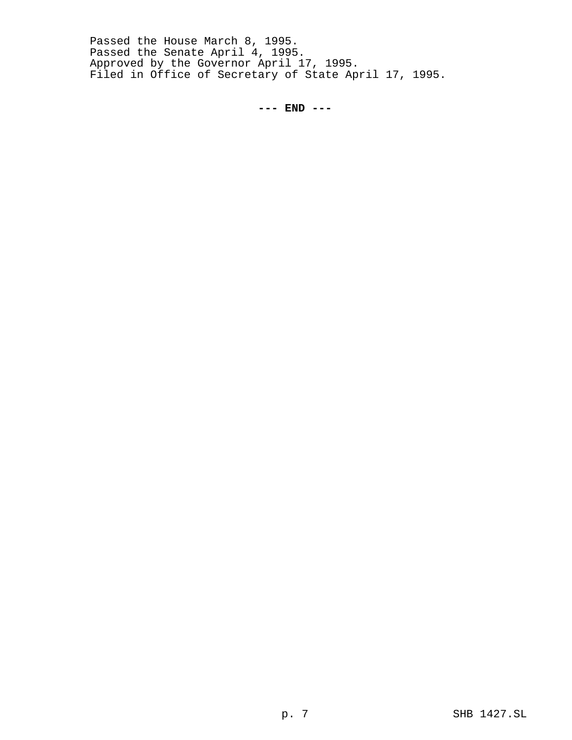Passed the House March 8, 1995.
Passed the Senate April 4, 1995.
Approved by the Governor April 17, 1995.
Filed in Office of Secretary of State April 17, 1995.

**--- END ---**